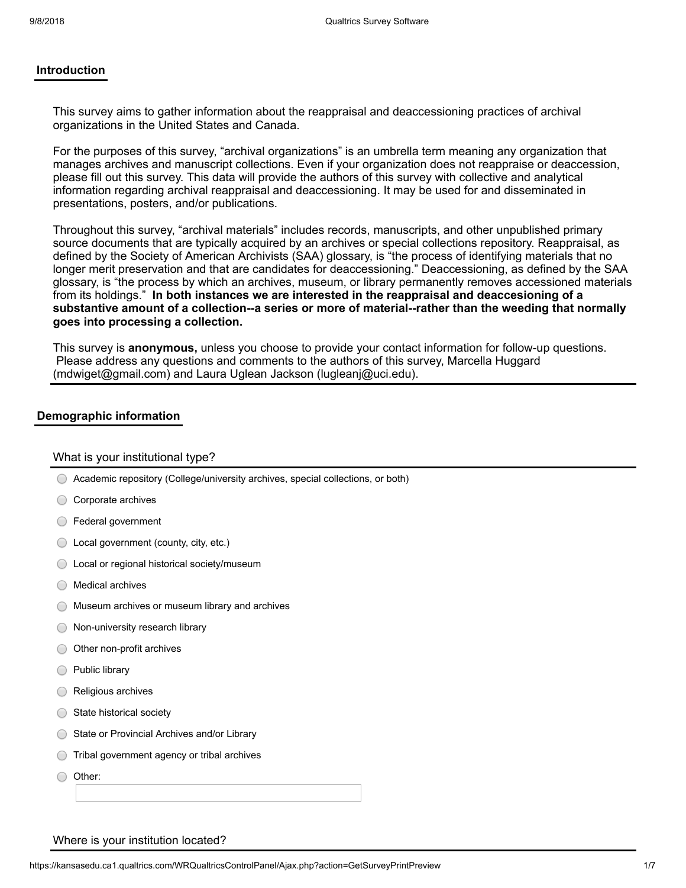## Introduction

This survey aims to gather information about the reappraisal and deaccessioning practices of archival organizations in the United States and Canada.

For the purposes of this survey, “archival organizations” is an umbrella term meaning any organization that manages archives and manuscript collections. Even if your organization does not reappraise or deaccession, please fill out this survey. This data will provide the authors of this survey with collective and analytical information regarding archival reappraisal and deaccessioning. It may be used for and disseminated in presentations, posters, and/or publications.

Throughout this survey, “archival materials” includes records, manuscripts, and other unpublished primary source documents that are typically acquired by an archives or special collections repository. Reappraisal, as defined by the Society of American Archivists (SAA) glossary, is “the process of identifying materials that no longer merit preservation and that are candidates for deaccessioning.” Deaccessioning, as defined by the SAA glossary, is “the process by which an archives, museum, or library permanently removes accessioned materials from its holdings.” **In both instances we are interested in the reappraisal and deaccesioning of a substantive amount of a collection--a series or more of material--rather than the weeding that normally goes into processing a collection.**

This survey is **anonymous,** unless you choose to provide your contact information for follow-up questions. Please address any questions and comments to the authors of this survey, Marcella Huggard (mdwiget@gmail.com) and Laura Uglean Jackson (lugleanj@uci.edu).

## Demographic information

What is your institutional type?

- Academic repository (College/university archives, special collections, or both)
- Corporate archives
- Federal government
- Local government (county, city, etc.)
- Local or regional historical society/museum
- Medical archives
- Museum archives or museum library and archives
- Non-university research library
- Other non-profit archives
- Public library
- Religious archives
- State historical society
- State or Provincial Archives and/or Library
- Tribal government agency or tribal archives
- Other: ______

Where is your institution located?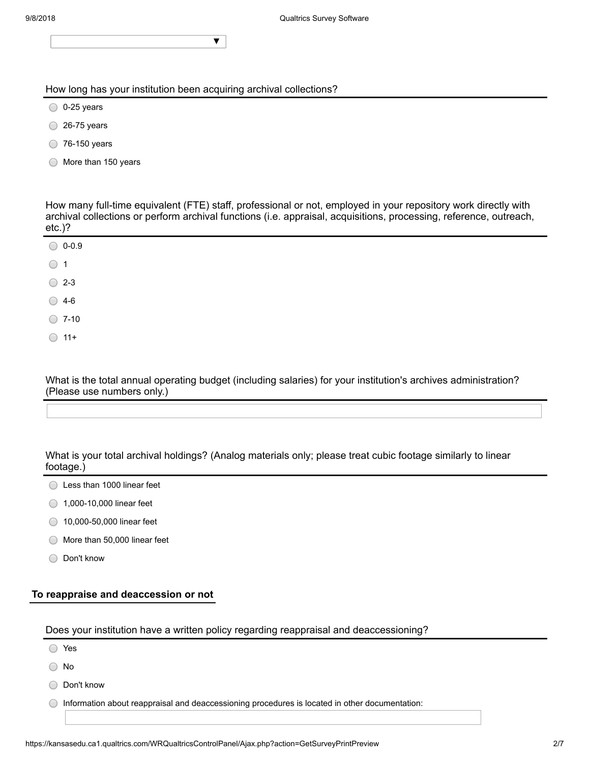How long has your institution been acquiring archival collections?

- 0-25 years
- 26-75 years
- 76-150 years
- More than 150 years

How many full-time equivalent (FTE) staff, professional or not, employed in your repository work directly with archival collections or perform archival functions (i.e. appraisal, acquisitions, processing, reference, outreach, etc.)?

- 0-0.9
- 1
- 2-3
- 4-6
- 7-10
- 11+

What is the total annual operating budget (including salaries) for your institution's archives administration? (Please use numbers only.)

What is your total archival holdings? (Analog materials only; please treat cubic footage similarly to linear footage.)

- Less than 1000 linear feet
- 1,000-10,000 linear feet
- 10,000-50,000 linear feet
- More than 50,000 linear feet
- Don't know

## To reappraise and deaccession or not

Does your institution have a written policy regarding reappraisal and deaccessioning?

- Yes
- No
- Don't know
- Information about reappraisal and deaccessioning procedures is located in other documentation: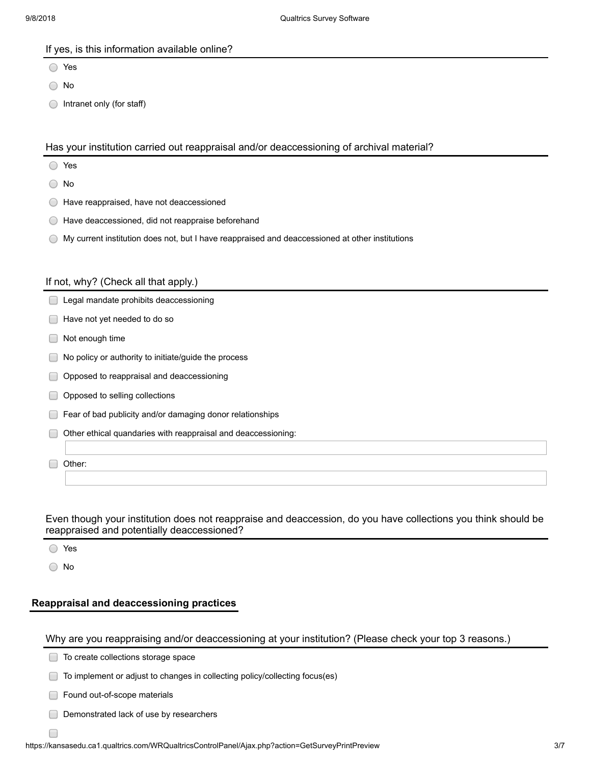If yes, is this information available online?

- Yes
- No
- Intranet only (for staff)

Has your institution carried out reappraisal and/or deaccessioning of archival material?

- Yes
- No
- Have reappraised, have not deaccessioned
- Have deaccessioned, did not reappraise beforehand
- My current institution does not, but I have reappraised and deaccessioned at other institutions

If not, why? (Check all that apply.)

- [ ] Legal mandate prohibits deaccessioning
- [ ] Have not yet needed to do so
- [ ] Not enough time
- [ ] No policy or authority to initiate/guide the process
- [ ] Opposed to reappraisal and deaccessioning
- [ ] Opposed to selling collections
- [ ] Fear of bad publicity and/or damaging donor relationships
- [ ] Other ethical quandaries with reappraisal and deaccessioning: ______
- [ ] Other: ______

Even though your institution does not reappraise and deaccession, do you have collections you think should be reappraised and potentially deaccessioned?

- Yes
- No

## Reappraisal and deaccessioning practices

Why are you reappraising and/or deaccessioning at your institution? (Please check your top 3 reasons.)

- [ ] To create collections storage space
- [ ] To implement or adjust to changes in collecting policy/collecting focus(es)
- [ ] Found out-of-scope materials
- [ ] Demonstrated lack of use by researchers
- [ ]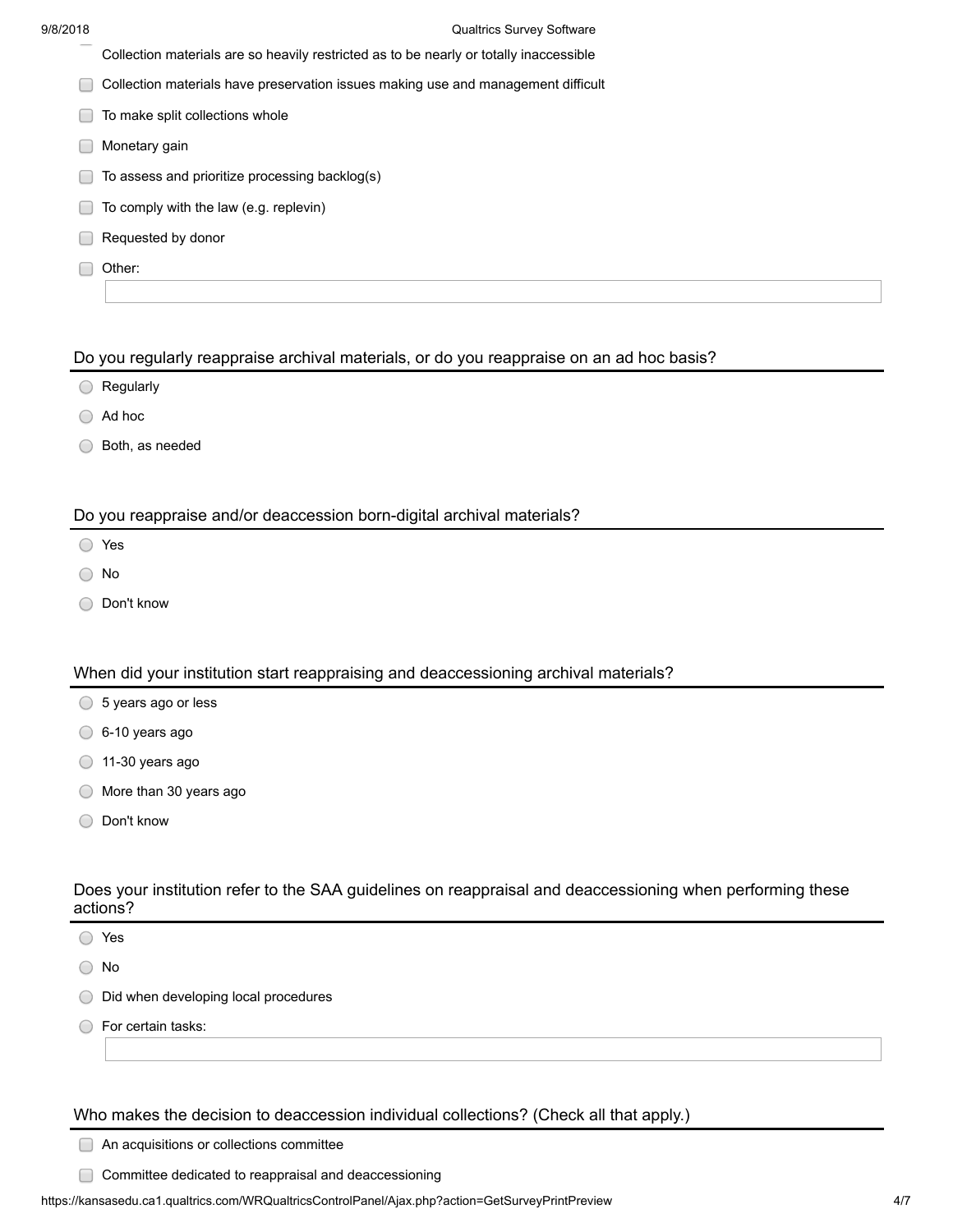- [ ] Collection materials are so heavily restricted as to be nearly or totally inaccessible
- [ ] Collection materials have preservation issues making use and management difficult
- [ ] To make split collections whole
- [ ] Monetary gain
- [ ] To assess and prioritize processing backlog(s)
- [ ] To comply with the law (e.g. replevin)
- [ ] Requested by donor
- [ ] Other: ____________

### Do you regularly reappraise archival materials, or do you reappraise on an ad hoc basis?

- ○ Regularly
- ○ Ad hoc
- ○ Both, as needed

### Do you reappraise and/or deaccession born-digital archival materials?

- ○ Yes
- ○ No
- ○ Don't know

### When did your institution start reappraising and deaccessioning archival materials?

- ○ 5 years ago or less
- ○ 6-10 years ago
- ○ 11-30 years ago
- ○ More than 30 years ago
- ○ Don't know

### Does your institution refer to the SAA guidelines on reappraisal and deaccessioning when performing these actions?

- ○ Yes
- ○ No
- ○ Did when developing local procedures
- ○ For certain tasks: ____________

### Who makes the decision to deaccession individual collections? (Check all that apply.)

- [ ] An acquisitions or collections committee
- [ ] Committee dedicated to reappraisal and deaccessioning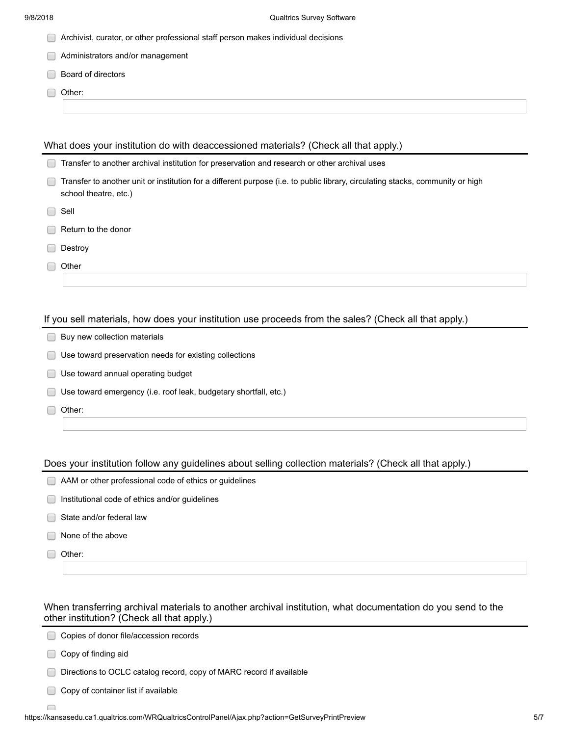- [ ] Archivist, curator, or other professional staff person makes individual decisions
- [ ] Administrators and/or management
- [ ] Board of directors
- [ ] Other:

What does your institution do with deaccessioned materials? (Check all that apply.)

- [ ] Transfer to another archival institution for preservation and research or other archival uses
- [ ] Transfer to another unit or institution for a different purpose (i.e. to public library, circulating stacks, community or high school theatre, etc.)
- [ ] Sell
- [ ] Return to the donor
- [ ] Destroy
- [ ] Other

If you sell materials, how does your institution use proceeds from the sales? (Check all that apply.)

- [ ] Buy new collection materials
- [ ] Use toward preservation needs for existing collections
- [ ] Use toward annual operating budget
- [ ] Use toward emergency (i.e. roof leak, budgetary shortfall, etc.)
- [ ] Other:

Does your institution follow any guidelines about selling collection materials? (Check all that apply.)

- [ ] AAM or other professional code of ethics or guidelines
- [ ] Institutional code of ethics and/or guidelines
- [ ] State and/or federal law
- [ ] None of the above
- [ ] Other:

When transferring archival materials to another archival institution, what documentation do you send to the other institution? (Check all that apply.)

- [ ] Copies of donor file/accession records
- [ ] Copy of finding aid
- [ ] Directions to OCLC catalog record, copy of MARC record if available
- [ ] Copy of container list if available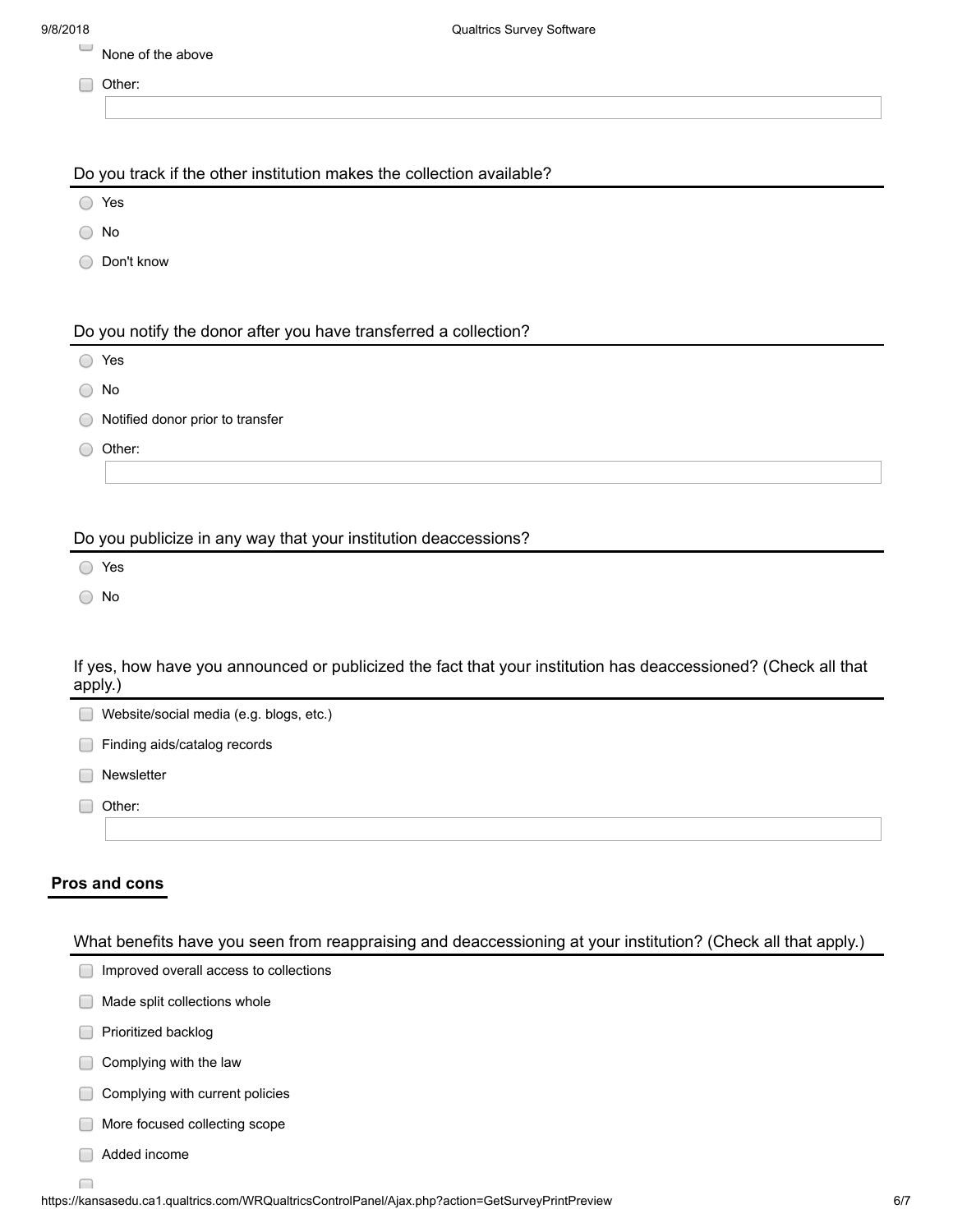- [ ] None of the above
- [ ] Other: ______

Do you track if the other institution makes the collection available?

- ( ) Yes
- ( ) No
- ( ) Don't know

Do you notify the donor after you have transferred a collection?

- ( ) Yes
- ( ) No
- ( ) Notified donor prior to transfer
- ( ) Other: ______

Do you publicize in any way that your institution deaccessions?

- ( ) Yes
- ( ) No

If yes, how have you announced or publicized the fact that your institution has deaccessioned? (Check all that apply.)

- [ ] Website/social media (e.g. blogs, etc.)
- [ ] Finding aids/catalog records
- [ ] Newsletter
- [ ] Other: ______

## Pros and cons

What benefits have you seen from reappraising and deaccessioning at your institution? (Check all that apply.)

- [ ] Improved overall access to collections
- [ ] Made split collections whole
- [ ] Prioritized backlog
- [ ] Complying with the law
- [ ] Complying with current policies
- [ ] More focused collecting scope
- [ ] Added income
- [ ]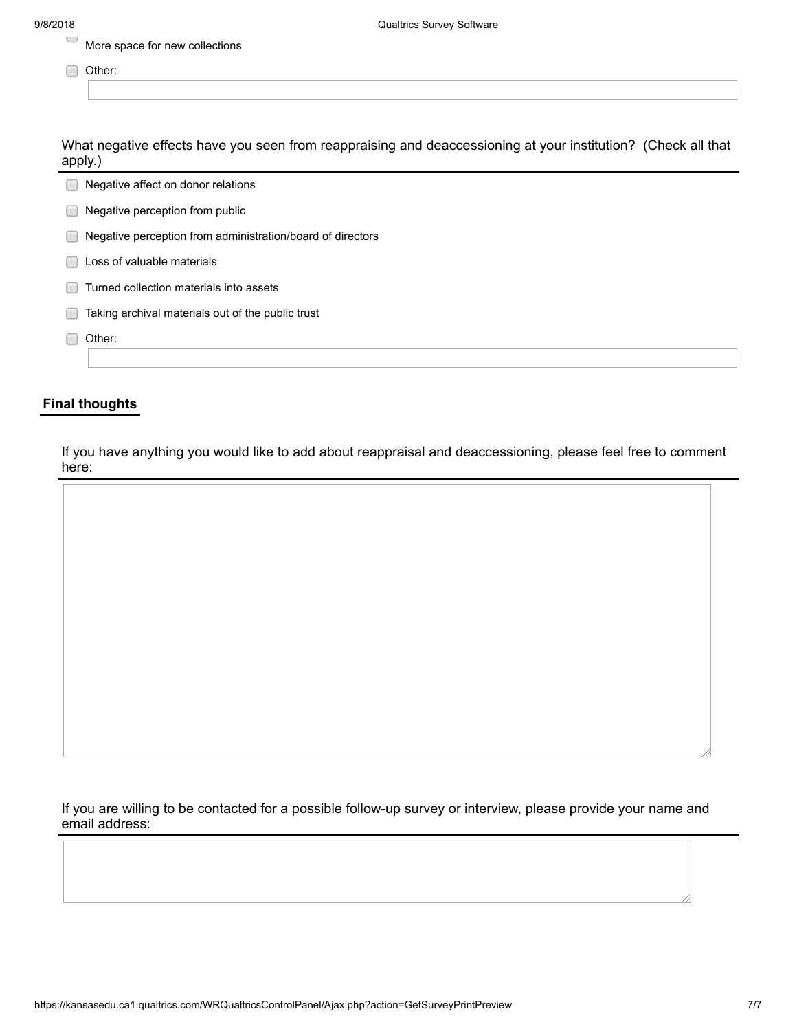- [ ] More space for new collections
- [ ] Other:

What negative effects have you seen from reappraising and deaccessioning at your institution? (Check all that apply.)

- [ ] Negative affect on donor relations
- [ ] Negative perception from public
- [ ] Negative perception from administration/board of directors
- [ ] Loss of valuable materials
- [ ] Turned collection materials into assets
- [ ] Taking archival materials out of the public trust
- [ ] Other:

## Final thoughts

If you have anything you would like to add about reappraisal and deaccessioning, please feel free to comment here:

If you are willing to be contacted for a possible follow-up survey or interview, please provide your name and email address: